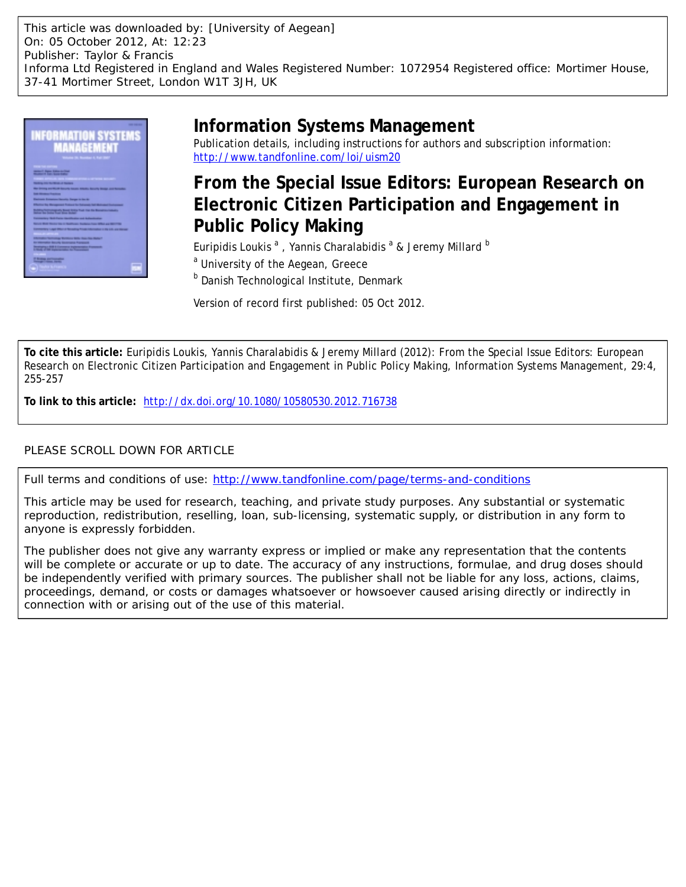This article was downloaded by: [University of Aegean]
On: 05 October 2012, At: 12:23
Publisher: Taylor & Francis
Informa Ltd Registered in England and Wales Registered Number: 1072954 Registered office: Mortimer House, 37-41 Mortimer Street, London W1T 3JH, UK

# Information Systems Management

Publication details, including instructions for authors and subscription information:
http://www.tandfonline.com/loi/uism20

## From the Special Issue Editors: European Research on Electronic Citizen Participation and Engagement in Public Policy Making

Euripidis Loukis [a] , Yannis Charalabidis [a] & Jeremy Millard [b]

[a] University of the Aegean, Greece

[b] Danish Technological Institute, Denmark

Version of record first published: 05 Oct 2012.

**To cite this article:** Euripidis Loukis, Yannis Charalabidis & Jeremy Millard (2012): From the Special Issue Editors: European Research on Electronic Citizen Participation and Engagement in Public Policy Making, Information Systems Management, 29:4, 255-257

**To link to this article:** http://dx.doi.org/10.1080/10580530.2012.716738

PLEASE SCROLL DOWN FOR ARTICLE

Full terms and conditions of use: http://www.tandfonline.com/page/terms-and-conditions

This article may be used for research, teaching, and private study purposes. Any substantial or systematic reproduction, redistribution, reselling, loan, sub-licensing, systematic supply, or distribution in any form to anyone is expressly forbidden.

The publisher does not give any warranty express or implied or make any representation that the contents will be complete or accurate or up to date. The accuracy of any instructions, formulae, and drug doses should be independently verified with primary sources. The publisher shall not be liable for any loss, actions, claims, proceedings, demand, or costs or damages whatsoever or howsoever caused arising directly or indirectly in connection with or arising out of the use of this material.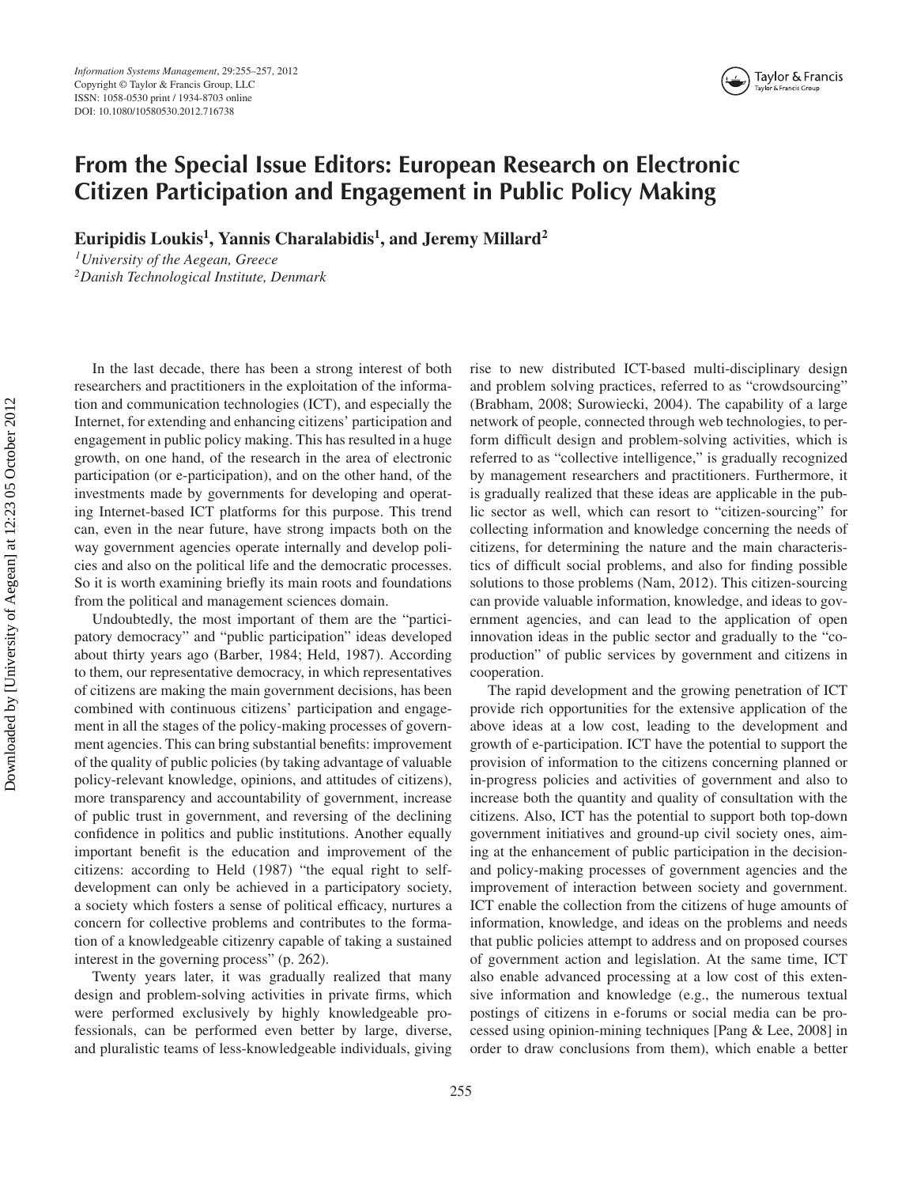# From the Special Issue Editors: European Research on Electronic Citizen Participation and Engagement in Public Policy Making

**Euripidis Loukis[1], Yannis Charalabidis[1], and Jeremy Millard[2]**

*[1]University of the Aegean, Greece*
*[2]Danish Technological Institute, Denmark*

In the last decade, there has been a strong interest of both researchers and practitioners in the exploitation of the information and communication technologies (ICT), and especially the Internet, for extending and enhancing citizens' participation and engagement in public policy making. This has resulted in a huge growth, on one hand, of the research in the area of electronic participation (or e-participation), and on the other hand, of the investments made by governments for developing and operating Internet-based ICT platforms for this purpose. This trend can, even in the near future, have strong impacts both on the way government agencies operate internally and develop policies and also on the political life and the democratic processes. So it is worth examining briefly its main roots and foundations from the political and management sciences domain.

Undoubtedly, the most important of them are the "participatory democracy" and "public participation" ideas developed about thirty years ago (Barber, 1984; Held, 1987). According to them, our representative democracy, in which representatives of citizens are making the main government decisions, has been combined with continuous citizens' participation and engagement in all the stages of the policy-making processes of government agencies. This can bring substantial benefits: improvement of the quality of public policies (by taking advantage of valuable policy-relevant knowledge, opinions, and attitudes of citizens), more transparency and accountability of government, increase of public trust in government, and reversing of the declining confidence in politics and public institutions. Another equally important benefit is the education and improvement of the citizens: according to Held (1987) "the equal right to self-development can only be achieved in a participatory society, a society which fosters a sense of political efficacy, nurtures a concern for collective problems and contributes to the formation of a knowledgeable citizenry capable of taking a sustained interest in the governing process" (p. 262).

Twenty years later, it was gradually realized that many design and problem-solving activities in private firms, which were performed exclusively by highly knowledgeable professionals, can be performed even better by large, diverse, and pluralistic teams of less-knowledgeable individuals, giving rise to new distributed ICT-based multi-disciplinary design and problem solving practices, referred to as "crowdsourcing" (Brabham, 2008; Surowiecki, 2004). The capability of a large network of people, connected through web technologies, to perform difficult design and problem-solving activities, which is referred to as "collective intelligence," is gradually recognized by management researchers and practitioners. Furthermore, it is gradually realized that these ideas are applicable in the public sector as well, which can resort to "citizen-sourcing" for collecting information and knowledge concerning the needs of citizens, for determining the nature and the main characteristics of difficult social problems, and also for finding possible solutions to those problems (Nam, 2012). This citizen-sourcing can provide valuable information, knowledge, and ideas to government agencies, and can lead to the application of open innovation ideas in the public sector and gradually to the "co-production" of public services by government and citizens in cooperation.

The rapid development and the growing penetration of ICT provide rich opportunities for the extensive application of the above ideas at a low cost, leading to the development and growth of e-participation. ICT have the potential to support the provision of information to the citizens concerning planned or in-progress policies and activities of government and also to increase both the quantity and quality of consultation with the citizens. Also, ICT has the potential to support both top-down government initiatives and ground-up civil society ones, aiming at the enhancement of public participation in the decision- and policy-making processes of government agencies and the improvement of interaction between society and government. ICT enable the collection from the citizens of huge amounts of information, knowledge, and ideas on the problems and needs that public policies attempt to address and on proposed courses of government action and legislation. At the same time, ICT also enable advanced processing at a low cost of this extensive information and knowledge (e.g., the numerous textual postings of citizens in e-forums or social media can be processed using opinion-mining techniques [Pang & Lee, 2008] in order to draw conclusions from them), which enable a better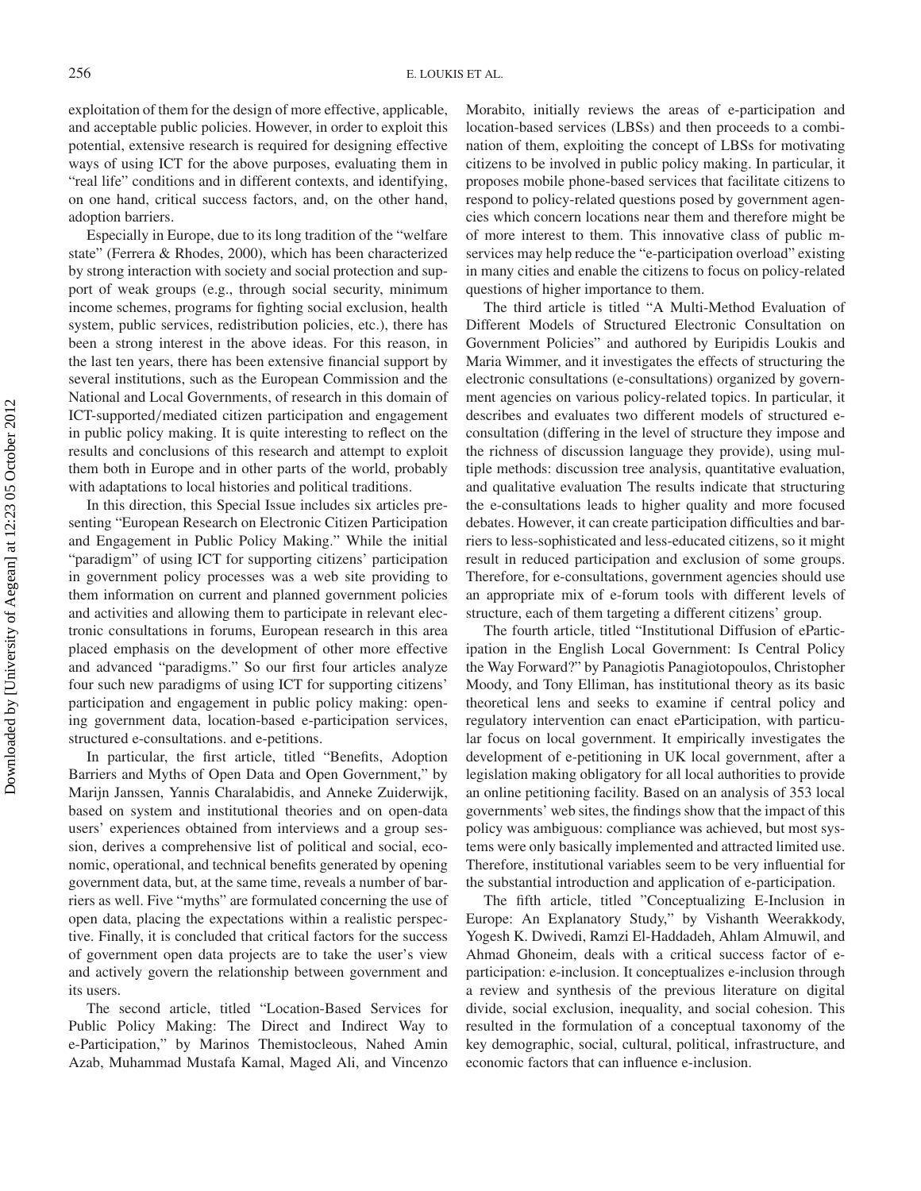exploitation of them for the design of more effective, applicable, and acceptable public policies. However, in order to exploit this potential, extensive research is required for designing effective ways of using ICT for the above purposes, evaluating them in "real life" conditions and in different contexts, and identifying, on one hand, critical success factors, and, on the other hand, adoption barriers.

Especially in Europe, due to its long tradition of the "welfare state" (Ferrera & Rhodes, 2000), which has been characterized by strong interaction with society and social protection and support of weak groups (e.g., through social security, minimum income schemes, programs for fighting social exclusion, health system, public services, redistribution policies, etc.), there has been a strong interest in the above ideas. For this reason, in the last ten years, there has been extensive financial support by several institutions, such as the European Commission and the National and Local Governments, of research in this domain of ICT-supported/mediated citizen participation and engagement in public policy making. It is quite interesting to reflect on the results and conclusions of this research and attempt to exploit them both in Europe and in other parts of the world, probably with adaptations to local histories and political traditions.

In this direction, this Special Issue includes six articles presenting "European Research on Electronic Citizen Participation and Engagement in Public Policy Making." While the initial "paradigm" of using ICT for supporting citizens' participation in government policy processes was a web site providing to them information on current and planned government policies and activities and allowing them to participate in relevant electronic consultations in forums, European research in this area placed emphasis on the development of other more effective and advanced "paradigms." So our first four articles analyze four such new paradigms of using ICT for supporting citizens' participation and engagement in public policy making: opening government data, location-based e-participation services, structured e-consultations. and e-petitions.

In particular, the first article, titled "Benefits, Adoption Barriers and Myths of Open Data and Open Government," by Marijn Janssen, Yannis Charalabidis, and Anneke Zuiderwijk, based on system and institutional theories and on open-data users' experiences obtained from interviews and a group session, derives a comprehensive list of political and social, economic, operational, and technical benefits generated by opening government data, but, at the same time, reveals a number of barriers as well. Five "myths" are formulated concerning the use of open data, placing the expectations within a realistic perspective. Finally, it is concluded that critical factors for the success of government open data projects are to take the user's view and actively govern the relationship between government and its users.

The second article, titled "Location-Based Services for Public Policy Making: The Direct and Indirect Way to e-Participation," by Marinos Themistocleous, Nahed Amin Azab, Muhammad Mustafa Kamal, Maged Ali, and Vincenzo Morabito, initially reviews the areas of e-participation and location-based services (LBSs) and then proceeds to a combination of them, exploiting the concept of LBSs for motivating citizens to be involved in public policy making. In particular, it proposes mobile phone-based services that facilitate citizens to respond to policy-related questions posed by government agencies which concern locations near them and therefore might be of more interest to them. This innovative class of public m-services may help reduce the "e-participation overload" existing in many cities and enable the citizens to focus on policy-related questions of higher importance to them.

The third article is titled "A Multi-Method Evaluation of Different Models of Structured Electronic Consultation on Government Policies" and authored by Euripidis Loukis and Maria Wimmer, and it investigates the effects of structuring the electronic consultations (e-consultations) organized by government agencies on various policy-related topics. In particular, it describes and evaluates two different models of structured e-consultation (differing in the level of structure they impose and the richness of discussion language they provide), using multiple methods: discussion tree analysis, quantitative evaluation, and qualitative evaluation The results indicate that structuring the e-consultations leads to higher quality and more focused debates. However, it can create participation difficulties and barriers to less-sophisticated and less-educated citizens, so it might result in reduced participation and exclusion of some groups. Therefore, for e-consultations, government agencies should use an appropriate mix of e-forum tools with different levels of structure, each of them targeting a different citizens' group.

The fourth article, titled "Institutional Diffusion of eParticipation in the English Local Government: Is Central Policy the Way Forward?" by Panagiotis Panagiotopoulos, Christopher Moody, and Tony Elliman, has institutional theory as its basic theoretical lens and seeks to examine if central policy and regulatory intervention can enact eParticipation, with particular focus on local government. It empirically investigates the development of e-petitioning in UK local government, after a legislation making obligatory for all local authorities to provide an online petitioning facility. Based on an analysis of 353 local governments' web sites, the findings show that the impact of this policy was ambiguous: compliance was achieved, but most systems were only basically implemented and attracted limited use. Therefore, institutional variables seem to be very influential for the substantial introduction and application of e-participation.

The fifth article, titled "Conceptualizing E-Inclusion in Europe: An Explanatory Study," by Vishanth Weerakkody, Yogesh K. Dwivedi, Ramzi El-Haddadeh, Ahlam Almuwil, and Ahmad Ghoneim, deals with a critical success factor of e-participation: e-inclusion. It conceptualizes e-inclusion through a review and synthesis of the previous literature on digital divide, social exclusion, inequality, and social cohesion. This resulted in the formulation of a conceptual taxonomy of the key demographic, social, cultural, political, infrastructure, and economic factors that can influence e-inclusion.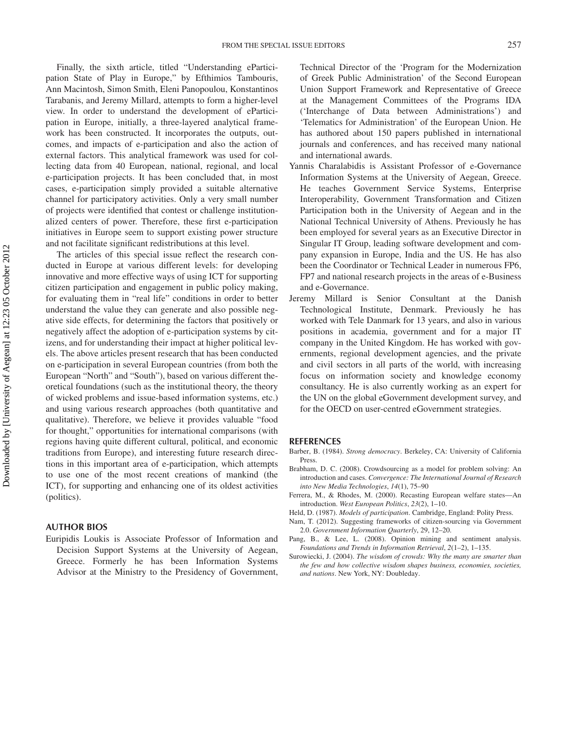Finally, the sixth article, titled "Understanding eParticipation State of Play in Europe," by Efthimios Tambouris, Ann Macintosh, Simon Smith, Eleni Panopoulou, Konstantinos Tarabanis, and Jeremy Millard, attempts to form a higher-level view. In order to understand the development of eParticipation in Europe, initially, a three-layered analytical framework has been constructed. It incorporates the outputs, outcomes, and impacts of e-participation and also the action of external factors. This analytical framework was used for collecting data from 40 European, national, regional, and local e-participation projects. It has been concluded that, in most cases, e-participation simply provided a suitable alternative channel for participatory activities. Only a very small number of projects were identified that contest or challenge institutionalized centers of power. Therefore, these first e-participation initiatives in Europe seem to support existing power structure and not facilitate significant redistributions at this level.

The articles of this special issue reflect the research conducted in Europe at various different levels: for developing innovative and more effective ways of using ICT for supporting citizen participation and engagement in public policy making, for evaluating them in "real life" conditions in order to better understand the value they can generate and also possible negative side effects, for determining the factors that positively or negatively affect the adoption of e-participation systems by citizens, and for understanding their impact at higher political levels. The above articles present research that has been conducted on e-participation in several European countries (from both the European "North" and "South"), based on various different theoretical foundations (such as the institutional theory, the theory of wicked problems and issue-based information systems, etc.) and using various research approaches (both quantitative and qualitative). Therefore, we believe it provides valuable "food for thought," opportunities for international comparisons (with regions having quite different cultural, political, and economic traditions from Europe), and interesting future research directions in this important area of e-participation, which attempts to use one of the most recent creations of mankind (the ICT), for supporting and enhancing one of its oldest activities (politics).

## AUTHOR BIOS

Euripidis Loukis is Associate Professor of Information and Decision Support Systems at the University of Aegean, Greece. Formerly he has been Information Systems Advisor at the Ministry to the Presidency of Government, Technical Director of the 'Program for the Modernization of Greek Public Administration' of the Second European Union Support Framework and Representative of Greece at the Management Committees of the Programs IDA ('Interchange of Data between Administrations') and 'Telematics for Administration' of the European Union. He has authored about 150 papers published in international journals and conferences, and has received many national and international awards.

Yannis Charalabidis is Assistant Professor of e-Governance Information Systems at the University of Aegean, Greece. He teaches Government Service Systems, Enterprise Interoperability, Government Transformation and Citizen Participation both in the University of Aegean and in the National Technical University of Athens. Previously he has been employed for several years as an Executive Director in Singular IT Group, leading software development and company expansion in Europe, India and the US. He has also been the Coordinator or Technical Leader in numerous FP6, FP7 and national research projects in the areas of e-Business and e-Governance.

Jeremy Millard is Senior Consultant at the Danish Technological Institute, Denmark. Previously he has worked with Tele Danmark for 13 years, and also in various positions in academia, government and for a major IT company in the United Kingdom. He has worked with governments, regional development agencies, and the private and civil sectors in all parts of the world, with increasing focus on information society and knowledge economy consultancy. He is also currently working as an expert for the UN on the global eGovernment development survey, and for the OECD on user-centred eGovernment strategies.

## REFERENCES

Barber, B. (1984). *Strong democracy*. Berkeley, CA: University of California Press.

Brabham, D. C. (2008). Crowdsourcing as a model for problem solving: An introduction and cases. *Convergence: The International Journal of Research into New Media Technologies*, *14*(1), 75–90

Ferrera, M., & Rhodes, M. (2000). Recasting European welfare states—An introduction. *West European Politics*, *23*(2), 1–10.

Held, D. (1987). *Models of participation*. Cambridge, England: Polity Press.

Nam, T. (2012). Suggesting frameworks of citizen-sourcing via Government 2.0. *Government Information Quarterly*, 29, 12–20.

Pang, B., & Lee, L. (2008). Opinion mining and sentiment analysis. *Foundations and Trends in Information Retrieval*, *2*(1–2), 1–135.

Surowiecki, J. (2004). *The wisdom of crowds: Why the many are smarter than the few and how collective wisdom shapes business, economies, societies, and nations*. New York, NY: Doubleday.